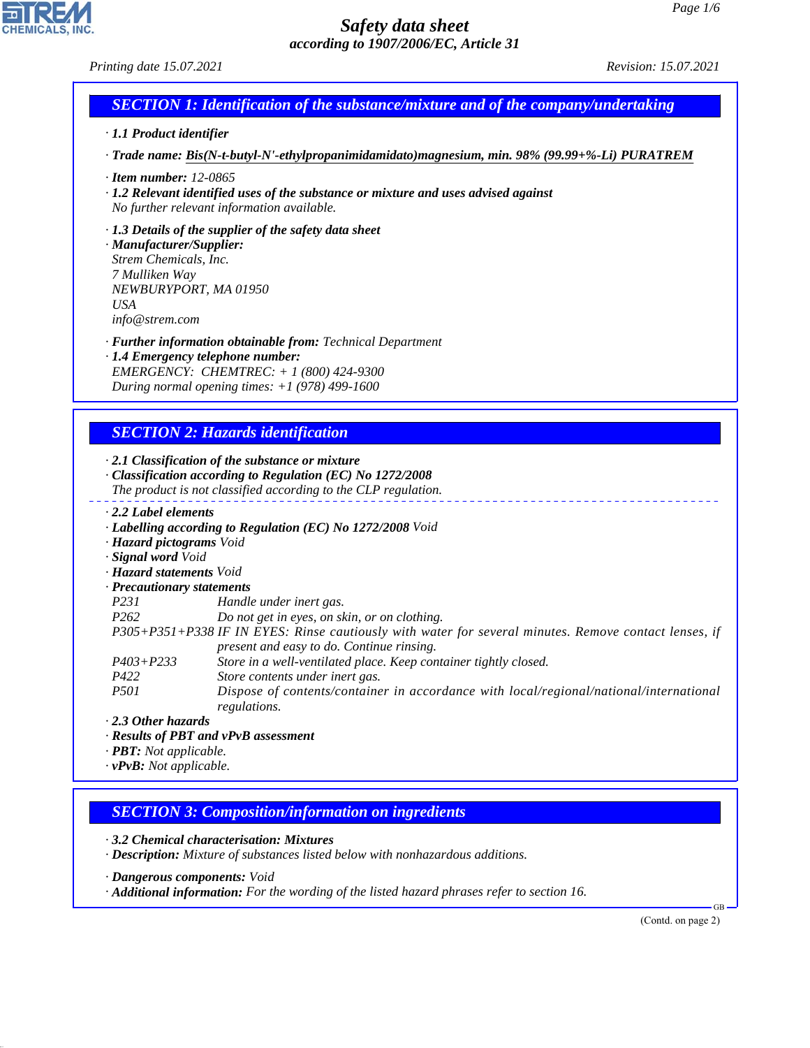# Safety data sheet

*according to 1907/2006/EC, Article 31*

Printing date 15.07.2021 Revision: 15.07.2021

## SECTION 1: Identification of the substance/mixture and of the company/undertaking

· **1.1 Product identifier**

· **Trade name:** Bis(N-t-butyl-N'-ethylpropanimidamidato)magnesium, min. 98% (99.99+%-Li) PURATREM

· **Item number:** 12-0865

· **1.2 Relevant identified uses of the substance or mixture and uses advised against**
No further relevant information available.

· **1.3 Details of the supplier of the safety data sheet**

· **Manufacturer/Supplier:**
Strem Chemicals, Inc.
7 Mulliken Way
NEWBURYPORT, MA 01950
USA
info@strem.com

· **Further information obtainable from:** Technical Department

· **1.4 Emergency telephone number:**
EMERGENCY: CHEMTREC: + 1 (800) 424-9300
During normal opening times: +1 (978) 499-1600

## SECTION 2: Hazards identification

· **2.1 Classification of the substance or mixture**

· **Classification according to Regulation (EC) No 1272/2008**
The product is not classified according to the CLP regulation.

· **2.2 Label elements**

· **Labelling according to Regulation (EC) No 1272/2008** Void

· **Hazard pictograms** Void

· **Signal word** Void

· **Hazard statements** Void

· **Precautionary statements**

| | |
|---|---|
| P231 | Handle under inert gas. |
| P262 | Do not get in eyes, on skin, or on clothing. |
| P305+P351+P338 | IF IN EYES: Rinse cautiously with water for several minutes. Remove contact lenses, if present and easy to do. Continue rinsing. |
| P403+P233 | Store in a well-ventilated place. Keep container tightly closed. |
| P422 | Store contents under inert gas. |
| P501 | Dispose of contents/container in accordance with local/regional/national/international regulations. |

· **2.3 Other hazards**

· **Results of PBT and vPvB assessment**

· **PBT:** Not applicable.

· **vPvB:** Not applicable.

## SECTION 3: Composition/information on ingredients

· **3.2 Chemical characterisation: Mixtures**

· **Description:** Mixture of substances listed below with nonhazardous additions.

· **Dangerous components:** Void

· **Additional information:** For the wording of the listed hazard phrases refer to section 16.

(Contd. on page 2)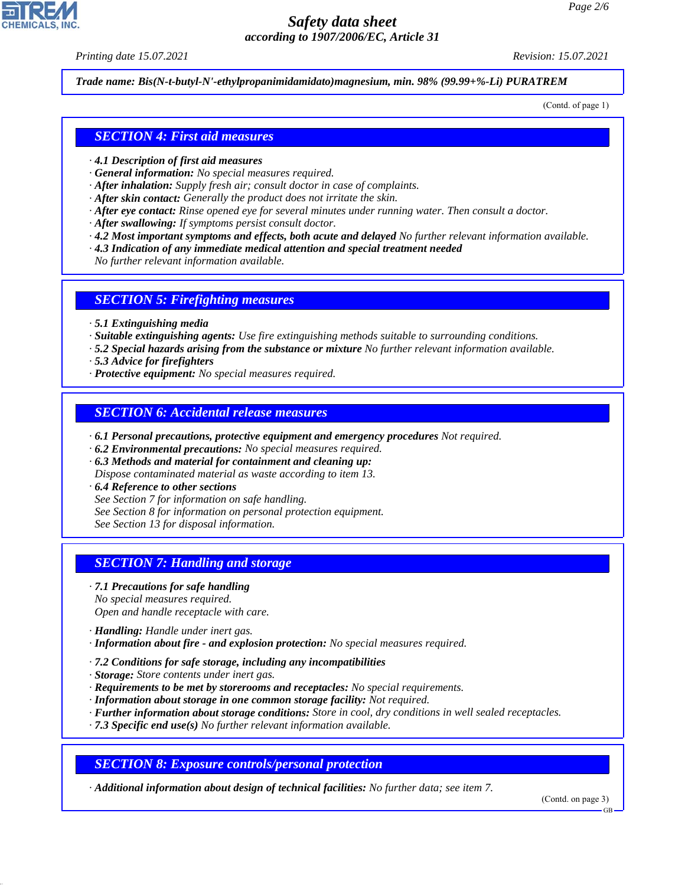**Trade name: Bis(N-t-butyl-N'-ethylpropanimidamidato)magnesium, min. 98% (99.99+%-Li) PURATREM**

(Contd. of page 1)

## SECTION 4: First aid measures

· **4.1 Description of first aid measures**
· **General information:** No special measures required.
· **After inhalation:** Supply fresh air; consult doctor in case of complaints.
· **After skin contact:** Generally the product does not irritate the skin.
· **After eye contact:** Rinse opened eye for several minutes under running water. Then consult a doctor.
· **After swallowing:** If symptoms persist consult doctor.
· **4.2 Most important symptoms and effects, both acute and delayed** No further relevant information available.
· **4.3 Indication of any immediate medical attention and special treatment needed**
No further relevant information available.

## SECTION 5: Firefighting measures

· **5.1 Extinguishing media**
· **Suitable extinguishing agents:** Use fire extinguishing methods suitable to surrounding conditions.
· **5.2 Special hazards arising from the substance or mixture** No further relevant information available.
· **5.3 Advice for firefighters**
· **Protective equipment:** No special measures required.

## SECTION 6: Accidental release measures

· **6.1 Personal precautions, protective equipment and emergency procedures** Not required.
· **6.2 Environmental precautions:** No special measures required.
· **6.3 Methods and material for containment and cleaning up:**
Dispose contaminated material as waste according to item 13.
· **6.4 Reference to other sections**
See Section 7 for information on safe handling.
See Section 8 for information on personal protection equipment.
See Section 13 for disposal information.

## SECTION 7: Handling and storage

· **7.1 Precautions for safe handling**
No special measures required.
Open and handle receptacle with care.

· **Handling:** Handle under inert gas.
· **Information about fire - and explosion protection:** No special measures required.

· **7.2 Conditions for safe storage, including any incompatibilities**
· **Storage:** Store contents under inert gas.
· **Requirements to be met by storerooms and receptacles:** No special requirements.
· **Information about storage in one common storage facility:** Not required.
· **Further information about storage conditions:** Store in cool, dry conditions in well sealed receptacles.
· **7.3 Specific end use(s)** No further relevant information available.

## SECTION 8: Exposure controls/personal protection

· **Additional information about design of technical facilities:** No further data; see item 7.

(Contd. on page 3)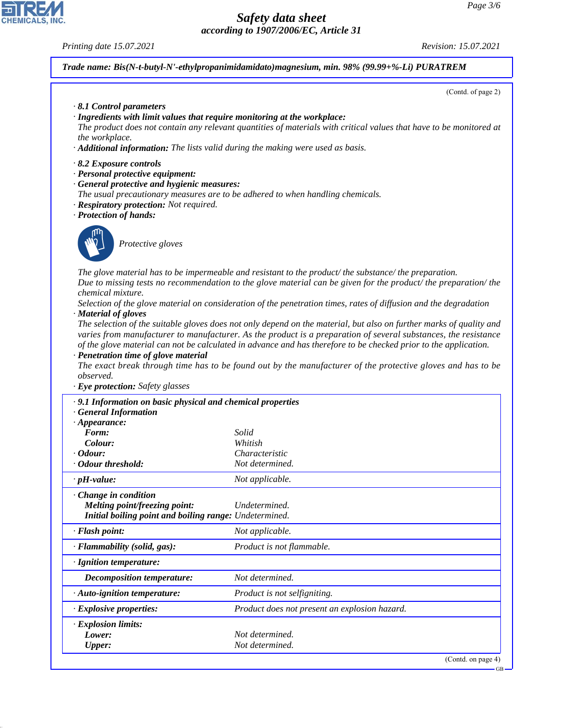**Trade name: Bis(N-t-butyl-N'-ethylpropanimidamidato)magnesium, min. 98% (99.99+%-Li) PURATREM**

(Contd. of page 2)

· **8.1 Control parameters**

· **Ingredients with limit values that require monitoring at the workplace:**
The product does not contain any relevant quantities of materials with critical values that have to be monitored at the workplace.

· **Additional information:** The lists valid during the making were used as basis.

· **8.2 Exposure controls**

· **Personal protective equipment:**

· **General protective and hygienic measures:**
The usual precautionary measures are to be adhered to when handling chemicals.

· **Respiratory protection:** Not required.

· **Protection of hands:**

Protective gloves

The glove material has to be impermeable and resistant to the product/ the substance/ the preparation.
Due to missing tests no recommendation to the glove material can be given for the product/ the preparation/ the chemical mixture.
Selection of the glove material on consideration of the penetration times, rates of diffusion and the degradation

· **Material of gloves**
The selection of the suitable gloves does not only depend on the material, but also on further marks of quality and varies from manufacturer to manufacturer. As the product is a preparation of several substances, the resistance of the glove material can not be calculated in advance and has therefore to be checked prior to the application.

· **Penetration time of glove material**
The exact break through time has to be found out by the manufacturer of the protective gloves and has to be observed.

· **Eye protection:** Safety glasses

· **9.1 Information on basic physical and chemical properties**

· **General Information**

| Property | Value |
|---|---|
| · **Appearance:** | |
| **Form:** | Solid |
| **Colour:** | Whitish |
| · **Odour:** | Characteristic |
| · **Odour threshold:** | Not determined. |
| · **pH-value:** | Not applicable. |
| · **Change in condition** | |
| **Melting point/freezing point:** | Undetermined. |
| **Initial boiling point and boiling range:** | Undetermined. |
| · **Flash point:** | Not applicable. |
| · **Flammability (solid, gas):** | Product is not flammable. |
| · **Ignition temperature:** | |
| **Decomposition temperature:** | Not determined. |
| · **Auto-ignition temperature:** | Product is not selfigniting. |
| · **Explosive properties:** | Product does not present an explosion hazard. |
| · **Explosion limits:** | |
| **Lower:** | Not determined. |
| **Upper:** | Not determined. |

(Contd. on page 4)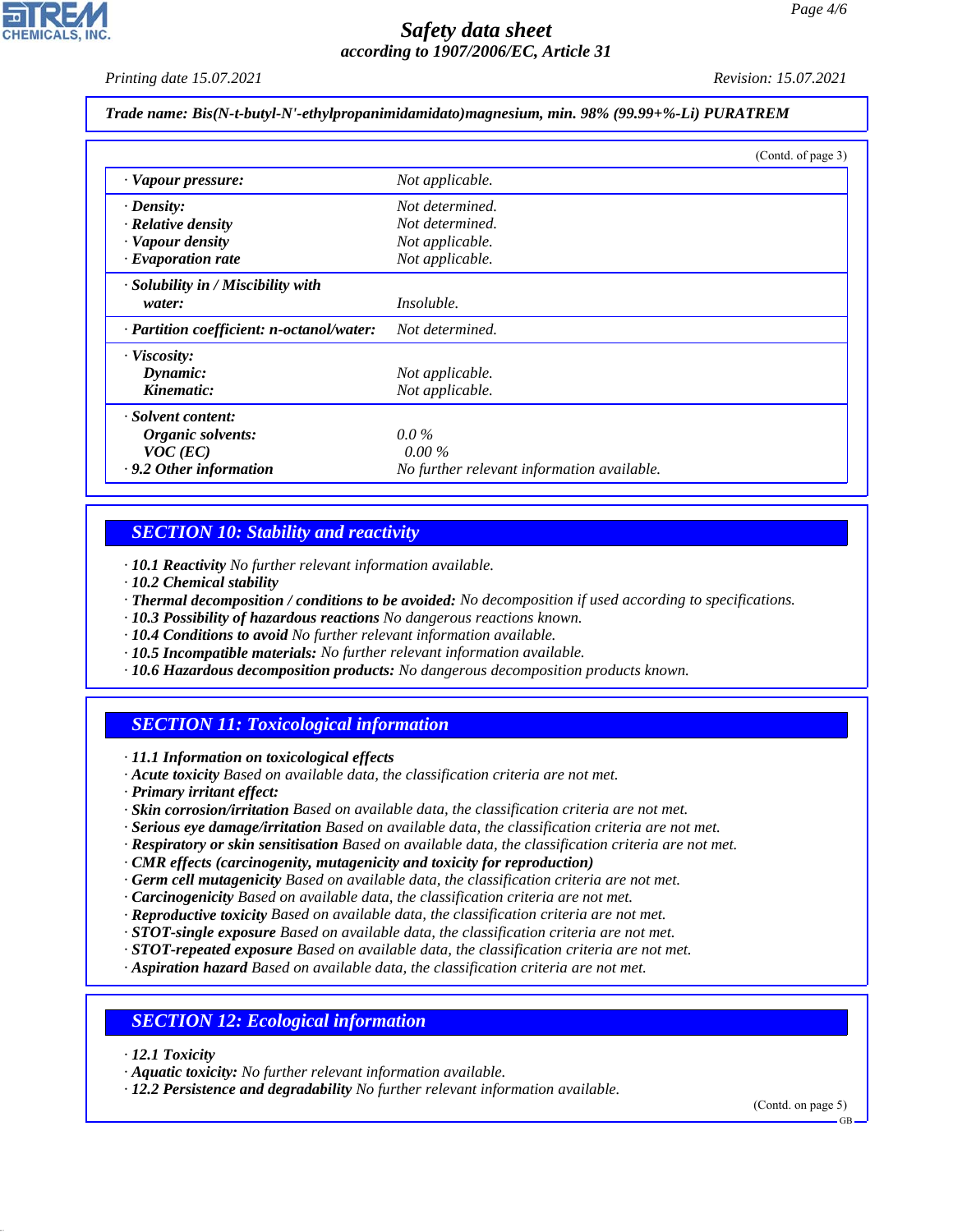**Trade name: Bis(N-t-butyl-N'-ethylpropanimidamidato)magnesium, min. 98% (99.99+%-Li) PURATREM**

(Contd. of page 3)

| | |
|---|---|
| · **Vapour pressure:** | Not applicable. |
| · **Density:** | Not determined. |
| · **Relative density** | Not determined. |
| · **Vapour density** | Not applicable. |
| · **Evaporation rate** | Not applicable. |
| · **Solubility in / Miscibility with water:** | Insoluble. |
| · **Partition coefficient: n-octanol/water:** | Not determined. |
| · **Viscosity:** | |
| **Dynamic:** | Not applicable. |
| **Kinematic:** | Not applicable. |
| · **Solvent content:** | |
| **Organic solvents:** | 0.0 % |
| **VOC (EC)** | 0.00 % |
| · **9.2 Other information** | No further relevant information available. |

## SECTION 10: Stability and reactivity

· **10.1 Reactivity** No further relevant information available.
· **10.2 Chemical stability**
· **Thermal decomposition / conditions to be avoided:** No decomposition if used according to specifications.
· **10.3 Possibility of hazardous reactions** No dangerous reactions known.
· **10.4 Conditions to avoid** No further relevant information available.
· **10.5 Incompatible materials:** No further relevant information available.
· **10.6 Hazardous decomposition products:** No dangerous decomposition products known.

## SECTION 11: Toxicological information

· **11.1 Information on toxicological effects**
· **Acute toxicity** Based on available data, the classification criteria are not met.
· **Primary irritant effect:**
· **Skin corrosion/irritation** Based on available data, the classification criteria are not met.
· **Serious eye damage/irritation** Based on available data, the classification criteria are not met.
· **Respiratory or skin sensitisation** Based on available data, the classification criteria are not met.
· **CMR effects (carcinogenity, mutagenicity and toxicity for reproduction)**
· **Germ cell mutagenicity** Based on available data, the classification criteria are not met.
· **Carcinogenicity** Based on available data, the classification criteria are not met.
· **Reproductive toxicity** Based on available data, the classification criteria are not met.
· **STOT-single exposure** Based on available data, the classification criteria are not met.
· **STOT-repeated exposure** Based on available data, the classification criteria are not met.
· **Aspiration hazard** Based on available data, the classification criteria are not met.

## SECTION 12: Ecological information

· **12.1 Toxicity**
· **Aquatic toxicity:** No further relevant information available.
· **12.2 Persistence and degradability** No further relevant information available.

(Contd. on page 5)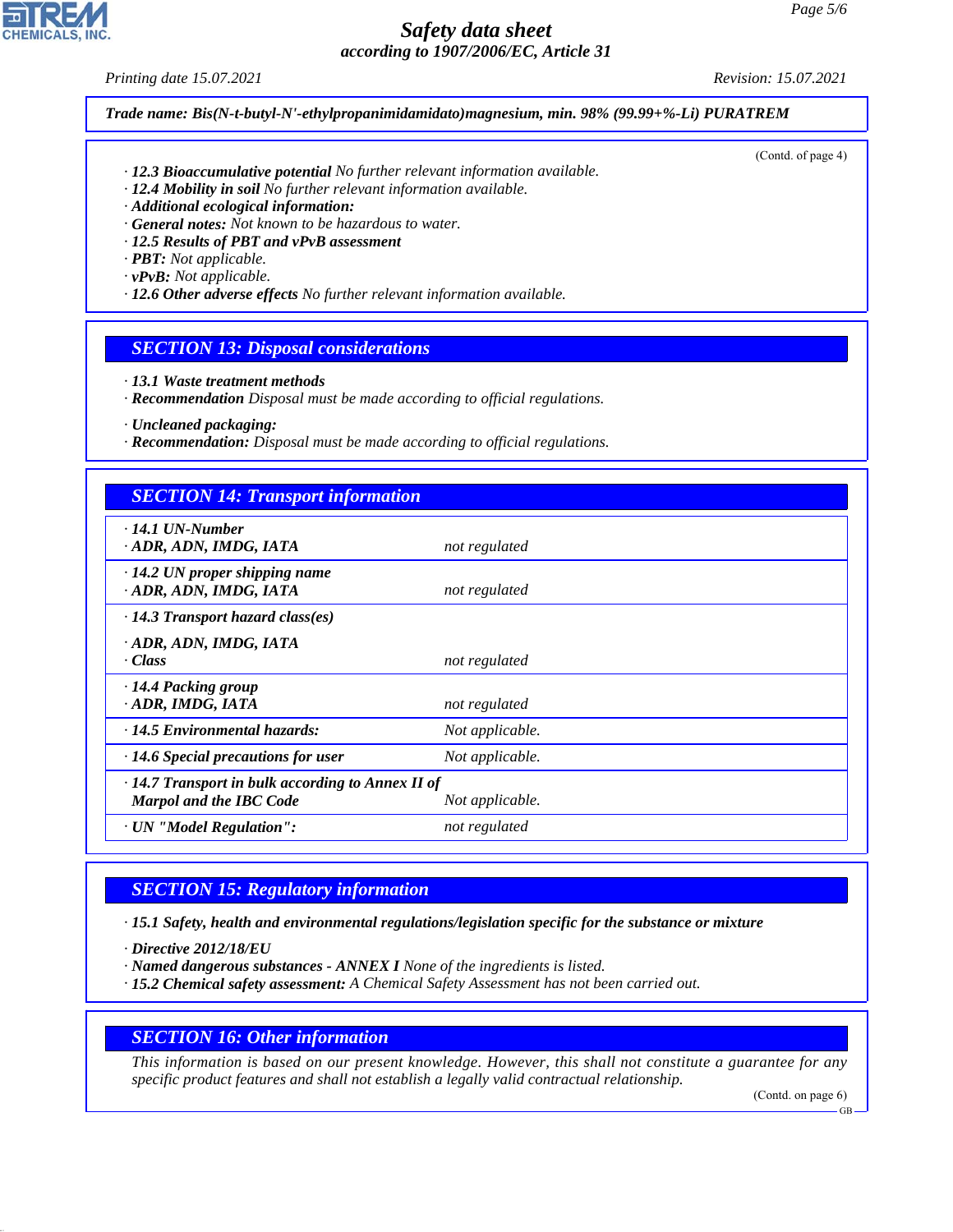*Trade name: Bis(N-t-butyl-N'-ethylpropanimidamidato)magnesium, min. 98% (99.99+%-Li) PURATREM*

(Contd. of page 4)

· **12.3 Bioaccumulative potential** No further relevant information available.
· **12.4 Mobility in soil** No further relevant information available.
· **Additional ecological information:**
· **General notes:** Not known to be hazardous to water.
· **12.5 Results of PBT and vPvB assessment**
· **PBT:** Not applicable.
· **vPvB:** Not applicable.
· **12.6 Other adverse effects** No further relevant information available.

## SECTION 13: Disposal considerations

· **13.1 Waste treatment methods**
· **Recommendation** Disposal must be made according to official regulations.

· **Uncleaned packaging:**
· **Recommendation:** Disposal must be made according to official regulations.

## SECTION 14: Transport information

| | |
|---|---|
| · **14.1 UN-Number** | |
| · **ADR, ADN, IMDG, IATA** | not regulated |
| · **14.2 UN proper shipping name** | |
| · **ADR, ADN, IMDG, IATA** | not regulated |
| · **14.3 Transport hazard class(es)** | |
| · **ADR, ADN, IMDG, IATA** | |
| · **Class** | not regulated |
| · **14.4 Packing group** | |
| · **ADR, IMDG, IATA** | not regulated |
| · **14.5 Environmental hazards:** | Not applicable. |
| · **14.6 Special precautions for user** | Not applicable. |
| · **14.7 Transport in bulk according to Annex II of Marpol and the IBC Code** | Not applicable. |
| · **UN "Model Regulation":** | not regulated |

## SECTION 15: Regulatory information

· **15.1 Safety, health and environmental regulations/legislation specific for the substance or mixture**

· **Directive 2012/18/EU**
· **Named dangerous substances - ANNEX I** None of the ingredients is listed.
· **15.2 Chemical safety assessment:** A Chemical Safety Assessment has not been carried out.

## SECTION 16: Other information

This information is based on our present knowledge. However, this shall not constitute a guarantee for any specific product features and shall not establish a legally valid contractual relationship.

(Contd. on page 6)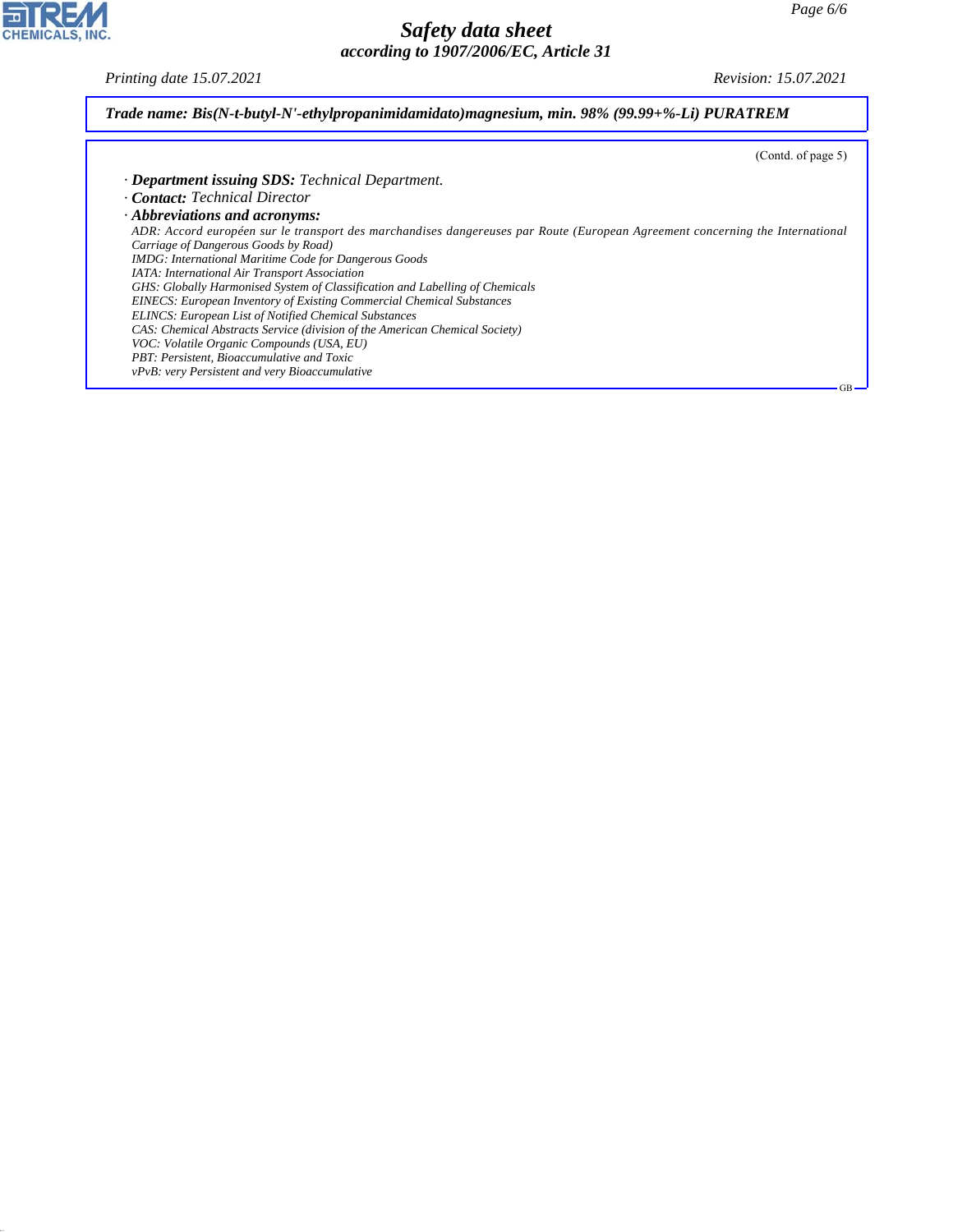**Trade name: Bis(N-t-butyl-N'-ethylpropanimidamidato)magnesium, min. 98% (99.99+%-Li) PURATREM**

(Contd. of page 5)

· **Department issuing SDS:** Technical Department.

· **Contact:** Technical Director

· **Abbreviations and acronyms:**

*ADR: Accord européen sur le transport des marchandises dangereuses par Route (European Agreement concerning the International Carriage of Dangerous Goods by Road)*
*IMDG: International Maritime Code for Dangerous Goods*
*IATA: International Air Transport Association*
*GHS: Globally Harmonised System of Classification and Labelling of Chemicals*
*EINECS: European Inventory of Existing Commercial Chemical Substances*
*ELINCS: European List of Notified Chemical Substances*
*CAS: Chemical Abstracts Service (division of the American Chemical Society)*
*VOC: Volatile Organic Compounds (USA, EU)*
*PBT: Persistent, Bioaccumulative and Toxic*
*vPvB: very Persistent and very Bioaccumulative*

GB